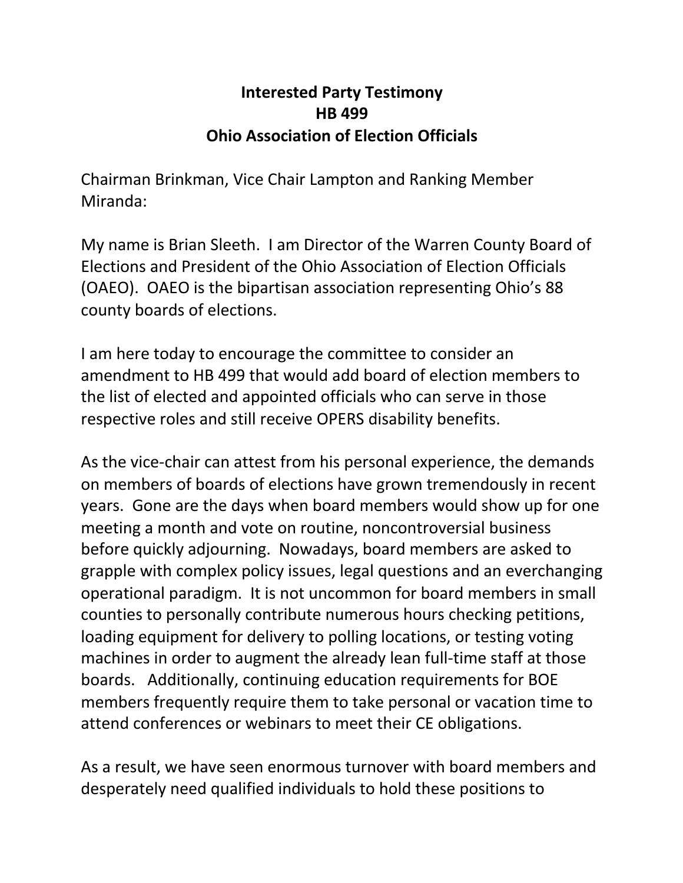**Interested Party Testimony**
**HB 499**
**Ohio Association of Election Officials**

Chairman Brinkman, Vice Chair Lampton and Ranking Member Miranda:

My name is Brian Sleeth. I am Director of the Warren County Board of Elections and President of the Ohio Association of Election Officials (OAEO). OAEO is the bipartisan association representing Ohio's 88 county boards of elections.

I am here today to encourage the committee to consider an amendment to HB 499 that would add board of election members to the list of elected and appointed officials who can serve in those respective roles and still receive OPERS disability benefits.

As the vice-chair can attest from his personal experience, the demands on members of boards of elections have grown tremendously in recent years. Gone are the days when board members would show up for one meeting a month and vote on routine, noncontroversial business before quickly adjourning. Nowadays, board members are asked to grapple with complex policy issues, legal questions and an everchanging operational paradigm. It is not uncommon for board members in small counties to personally contribute numerous hours checking petitions, loading equipment for delivery to polling locations, or testing voting machines in order to augment the already lean full-time staff at those boards. Additionally, continuing education requirements for BOE members frequently require them to take personal or vacation time to attend conferences or webinars to meet their CE obligations.

As a result, we have seen enormous turnover with board members and desperately need qualified individuals to hold these positions to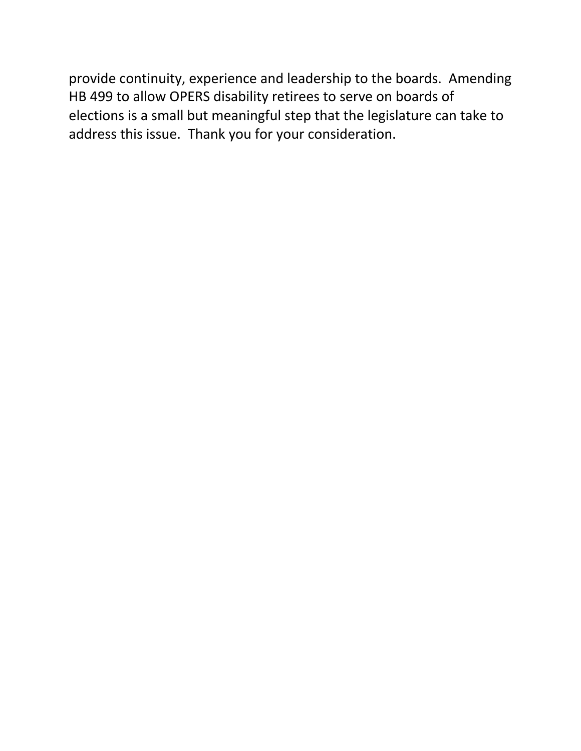provide continuity, experience and leadership to the boards. Amending HB 499 to allow OPERS disability retirees to serve on boards of elections is a small but meaningful step that the legislature can take to address this issue. Thank you for your consideration.